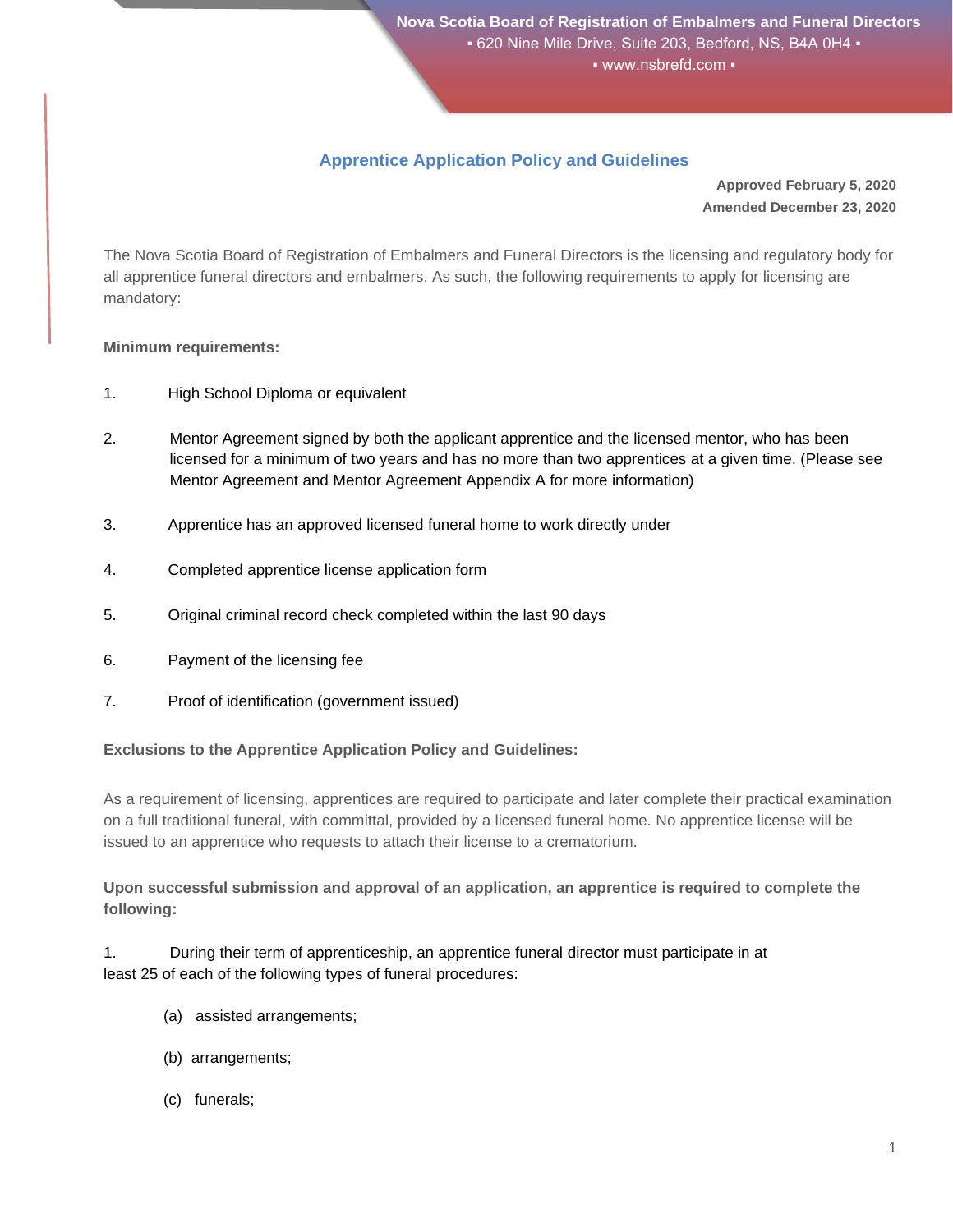Nova Scotia Board of Registration of Embalmers and Funeral Directors
▪ 620 Nine Mile Drive, Suite 203, Bedford, NS, B4A 0H4 ▪
▪ www.nsbrefd.com ▪

## Apprentice Application Policy and Guidelines

**Approved February 5, 2020**
**Amended December 23, 2020**

The Nova Scotia Board of Registration of Embalmers and Funeral Directors is the licensing and regulatory body for all apprentice funeral directors and embalmers. As such, the following requirements to apply for licensing are mandatory:

**Minimum requirements:**

1. High School Diploma or equivalent
2. Mentor Agreement signed by both the applicant apprentice and the licensed mentor, who has been licensed for a minimum of two years and has no more than two apprentices at a given time. (Please see Mentor Agreement and Mentor Agreement Appendix A for more information)
3. Apprentice has an approved licensed funeral home to work directly under
4. Completed apprentice license application form
5. Original criminal record check completed within the last 90 days
6. Payment of the licensing fee
7. Proof of identification (government issued)

**Exclusions to the Apprentice Application Policy and Guidelines:**

As a requirement of licensing, apprentices are required to participate and later complete their practical examination on a full traditional funeral, with committal, provided by a licensed funeral home. No apprentice license will be issued to an apprentice who requests to attach their license to a crematorium.

**Upon successful submission and approval of an application, an apprentice is required to complete the following:**

1. During their term of apprenticeship, an apprentice funeral director must participate in at least 25 of each of the following types of funeral procedures:

   (a) assisted arrangements;

   (b) arrangements;

   (c) funerals;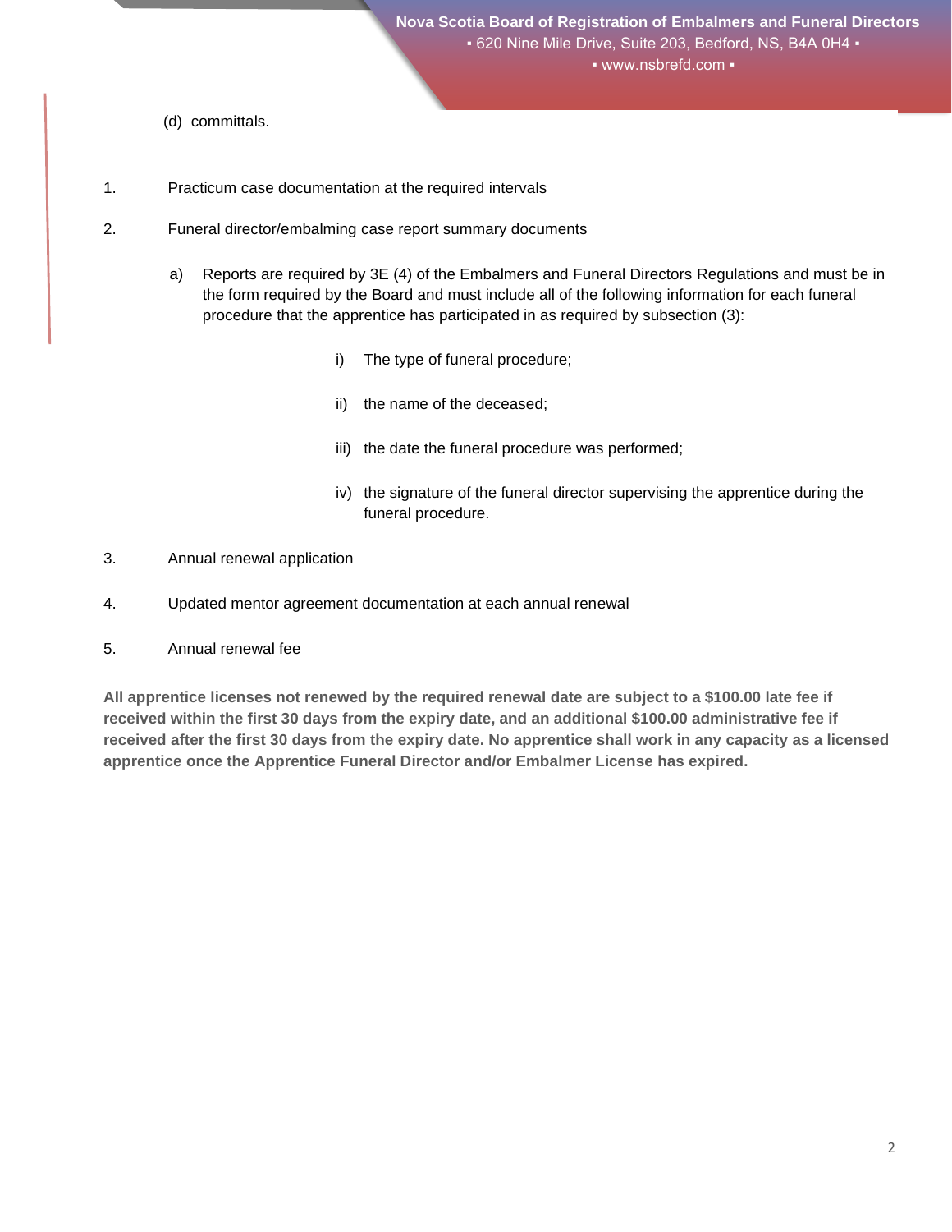(d) committals.

1. Practicum case documentation at the required intervals

2. Funeral director/embalming case report summary documents

   a) Reports are required by 3E (4) of the Embalmers and Funeral Directors Regulations and must be in the form required by the Board and must include all of the following information for each funeral procedure that the apprentice has participated in as required by subsection (3):

      i) The type of funeral procedure;

      ii) the name of the deceased;

      iii) the date the funeral procedure was performed;

      iv) the signature of the funeral director supervising the apprentice during the funeral procedure.

3. Annual renewal application

4. Updated mentor agreement documentation at each annual renewal

5. Annual renewal fee

**All apprentice licenses not renewed by the required renewal date are subject to a $100.00 late fee if received within the first 30 days from the expiry date, and an additional $100.00 administrative fee if received after the first 30 days from the expiry date. No apprentice shall work in any capacity as a licensed apprentice once the Apprentice Funeral Director and/or Embalmer License has expired.**